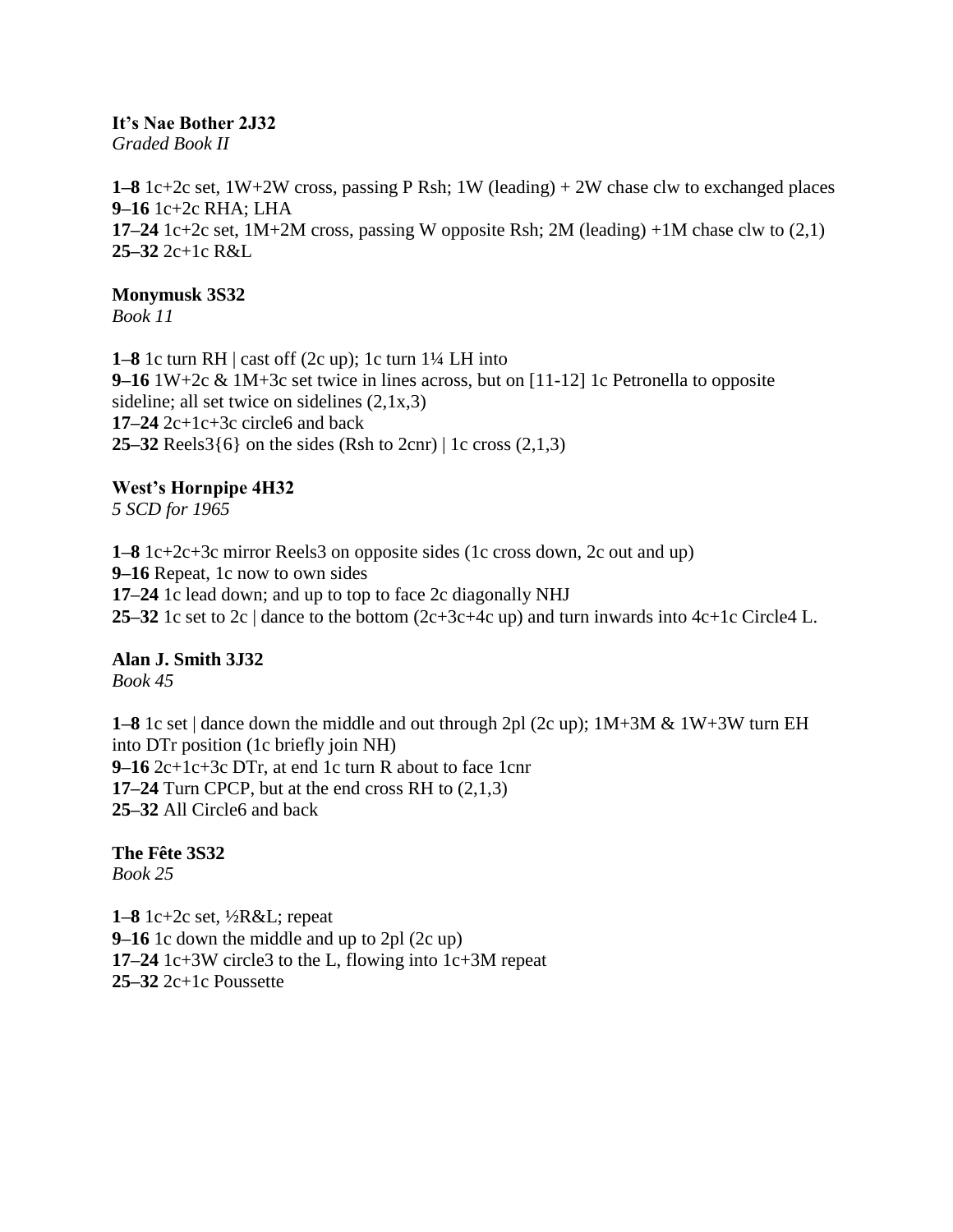**It's Nae Bother 2J32**
*Graded Book II*

**1–8** 1c+2c set, 1W+2W cross, passing P Rsh; 1W (leading) + 2W chase clw to exchanged places
**9–16** 1c+2c RHA; LHA
**17–24** 1c+2c set, 1M+2M cross, passing W opposite Rsh; 2M (leading) +1M chase clw to (2,1)
**25–32** 2c+1c R&L

**Monymusk 3S32**
*Book 11*

**1–8** 1c turn RH | cast off (2c up); 1c turn 1¼ LH into
**9–16** 1W+2c & 1M+3c set twice in lines across, but on [11-12] 1c Petronella to opposite sideline; all set twice on sidelines (2,1x,3)
**17–24** 2c+1c+3c circle6 and back
**25–32** Reels3{6} on the sides (Rsh to 2cnr) | 1c cross (2,1,3)

**West's Hornpipe 4H32**
*5 SCD for 1965*

**1–8** 1c+2c+3c mirror Reels3 on opposite sides (1c cross down, 2c out and up)
**9–16** Repeat, 1c now to own sides
**17–24** 1c lead down; and up to top to face 2c diagonally NHJ
**25–32** 1c set to 2c | dance to the bottom (2c+3c+4c up) and turn inwards into 4c+1c Circle4 L.

**Alan J. Smith 3J32**
*Book 45*

**1–8** 1c set | dance down the middle and out through 2pl (2c up); 1M+3M & 1W+3W turn EH into DTr position (1c briefly join NH)
**9–16** 2c+1c+3c DTr, at end 1c turn R about to face 1cnr
**17–24** Turn CPCP, but at the end cross RH to (2,1,3)
**25–32** All Circle6 and back

**The Fête 3S32**
*Book 25*

**1–8** 1c+2c set, ½R&L; repeat
**9–16** 1c down the middle and up to 2pl (2c up)
**17–24** 1c+3W circle3 to the L, flowing into 1c+3M repeat
**25–32** 2c+1c Poussette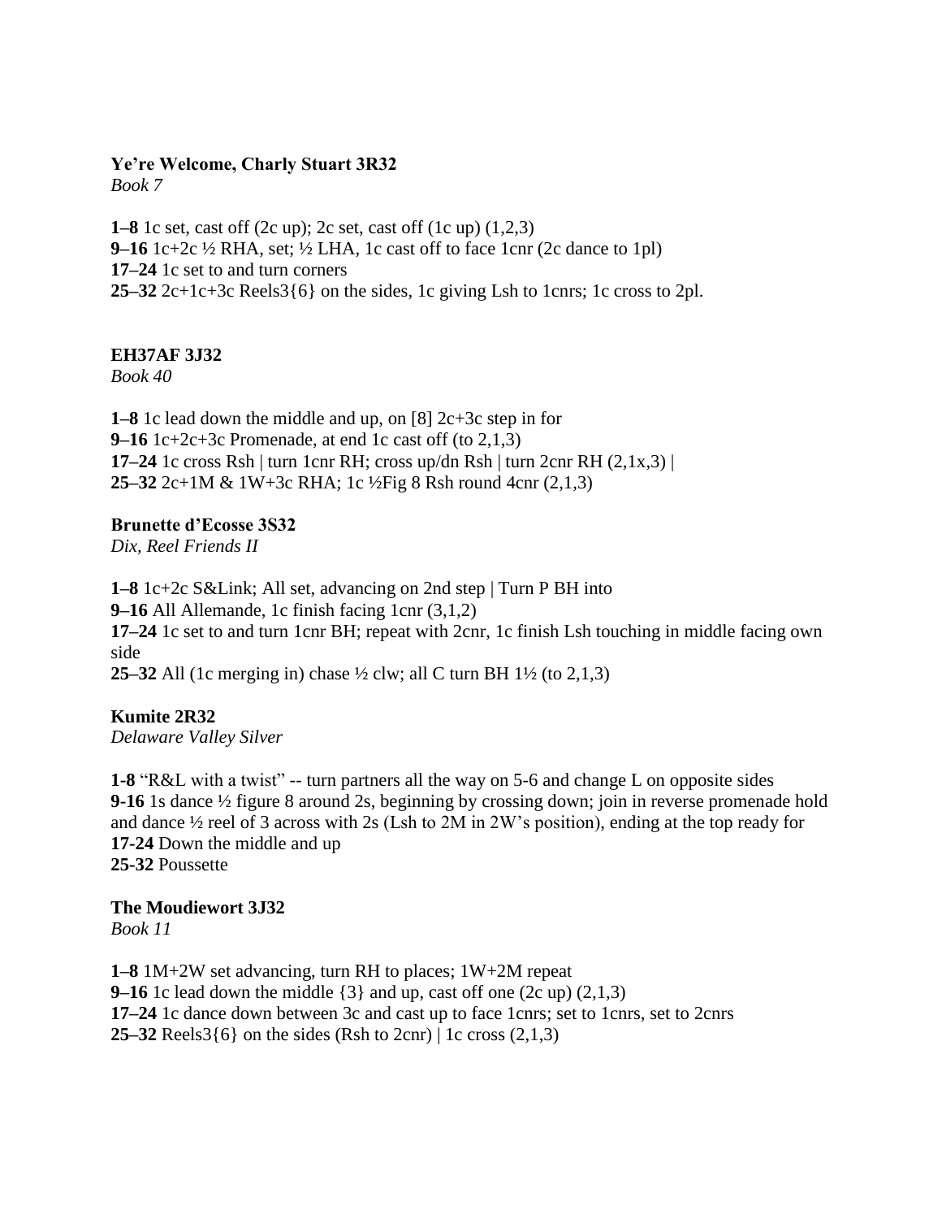**Ye're Welcome, Charly Stuart 3R32**
*Book 7*

**1–8** 1c set, cast off (2c up); 2c set, cast off (1c up) (1,2,3)
**9–16** 1c+2c ½ RHA, set; ½ LHA, 1c cast off to face 1cnr (2c dance to 1pl)
**17–24** 1c set to and turn corners
**25–32** 2c+1c+3c Reels3{6} on the sides, 1c giving Lsh to 1cnrs; 1c cross to 2pl.

**EH37AF 3J32**
*Book 40*

**1–8** 1c lead down the middle and up, on [8] 2c+3c step in for
**9–16** 1c+2c+3c Promenade, at end 1c cast off (to 2,1,3)
**17–24** 1c cross Rsh | turn 1cnr RH; cross up/dn Rsh | turn 2cnr RH (2,1x,3) |
**25–32** 2c+1M & 1W+3c RHA; 1c ½Fig 8 Rsh round 4cnr (2,1,3)

**Brunette d'Ecosse 3S32**
*Dix, Reel Friends II*

**1–8** 1c+2c S&Link; All set, advancing on 2nd step | Turn P BH into
**9–16** All Allemande, 1c finish facing 1cnr (3,1,2)
**17–24** 1c set to and turn 1cnr BH; repeat with 2cnr, 1c finish Lsh touching in middle facing own side
**25–32** All (1c merging in) chase ½ clw; all C turn BH 1½ (to 2,1,3)

**Kumite 2R32**
*Delaware Valley Silver*

**1-8** "R&L with a twist" -- turn partners all the way on 5-6 and change L on opposite sides
**9-16** 1s dance ½ figure 8 around 2s, beginning by crossing down; join in reverse promenade hold and dance ½ reel of 3 across with 2s (Lsh to 2M in 2W's position), ending at the top ready for
**17-24** Down the middle and up
**25-32** Poussette

**The Moudiewort 3J32**
*Book 11*

**1–8** 1M+2W set advancing, turn RH to places; 1W+2M repeat
**9–16** 1c lead down the middle {3} and up, cast off one (2c up) (2,1,3)
**17–24** 1c dance down between 3c and cast up to face 1cnrs; set to 1cnrs, set to 2cnrs
**25–32** Reels3{6} on the sides (Rsh to 2cnr) | 1c cross (2,1,3)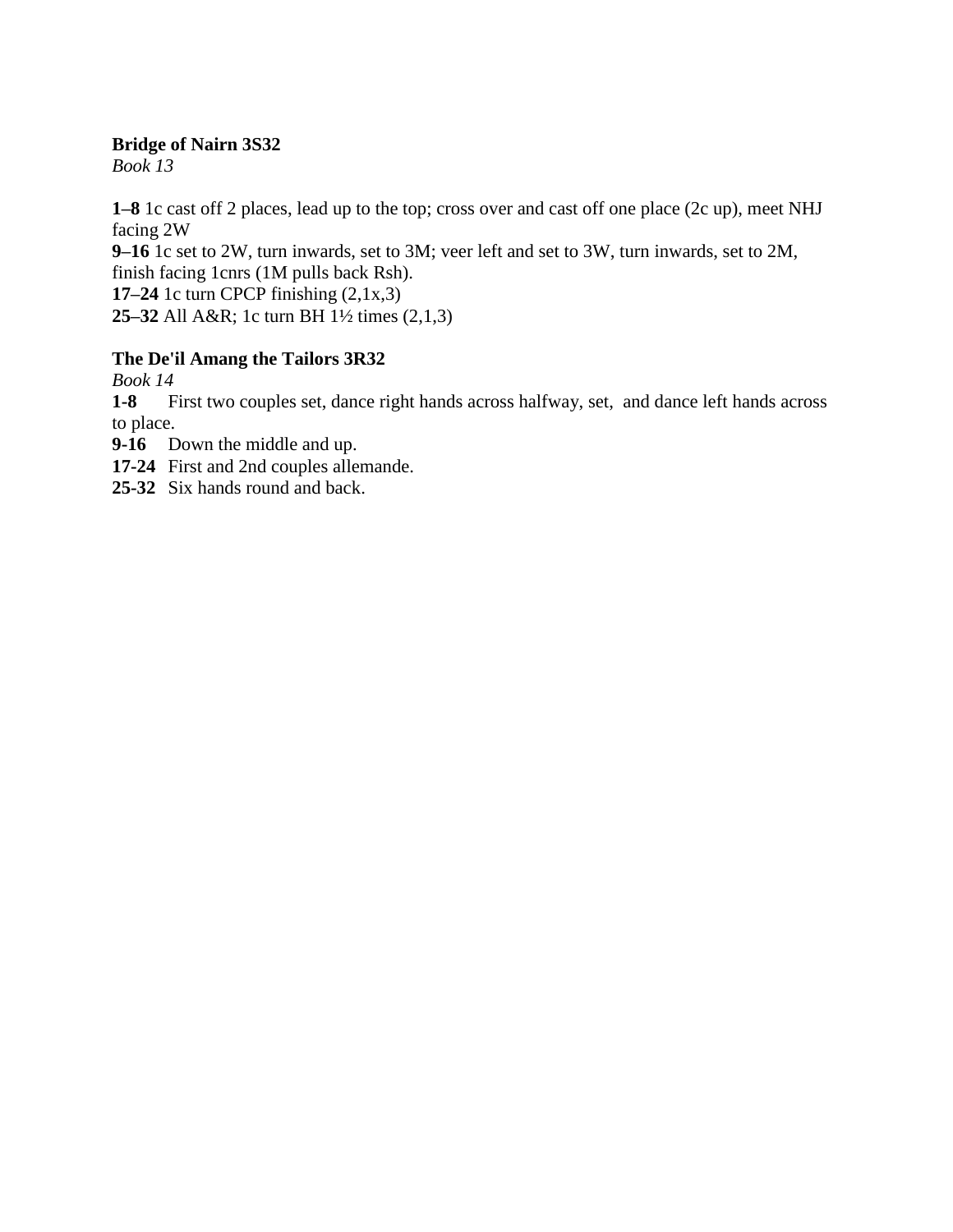**Bridge of Nairn 3S32**
*Book 13*

**1–8** 1c cast off 2 places, lead up to the top; cross over and cast off one place (2c up), meet NHJ facing 2W
**9–16** 1c set to 2W, turn inwards, set to 3M; veer left and set to 3W, turn inwards, set to 2M, finish facing 1cnrs (1M pulls back Rsh).
**17–24** 1c turn CPCP finishing (2,1x,3)
**25–32** All A&R; 1c turn BH 1½ times (2,1,3)

**The De'il Amang the Tailors 3R32**
*Book 14*
**1-8** First two couples set, dance right hands across halfway, set, and dance left hands across to place.
**9-16** Down the middle and up.
**17-24** First and 2nd couples allemande.
**25-32** Six hands round and back.